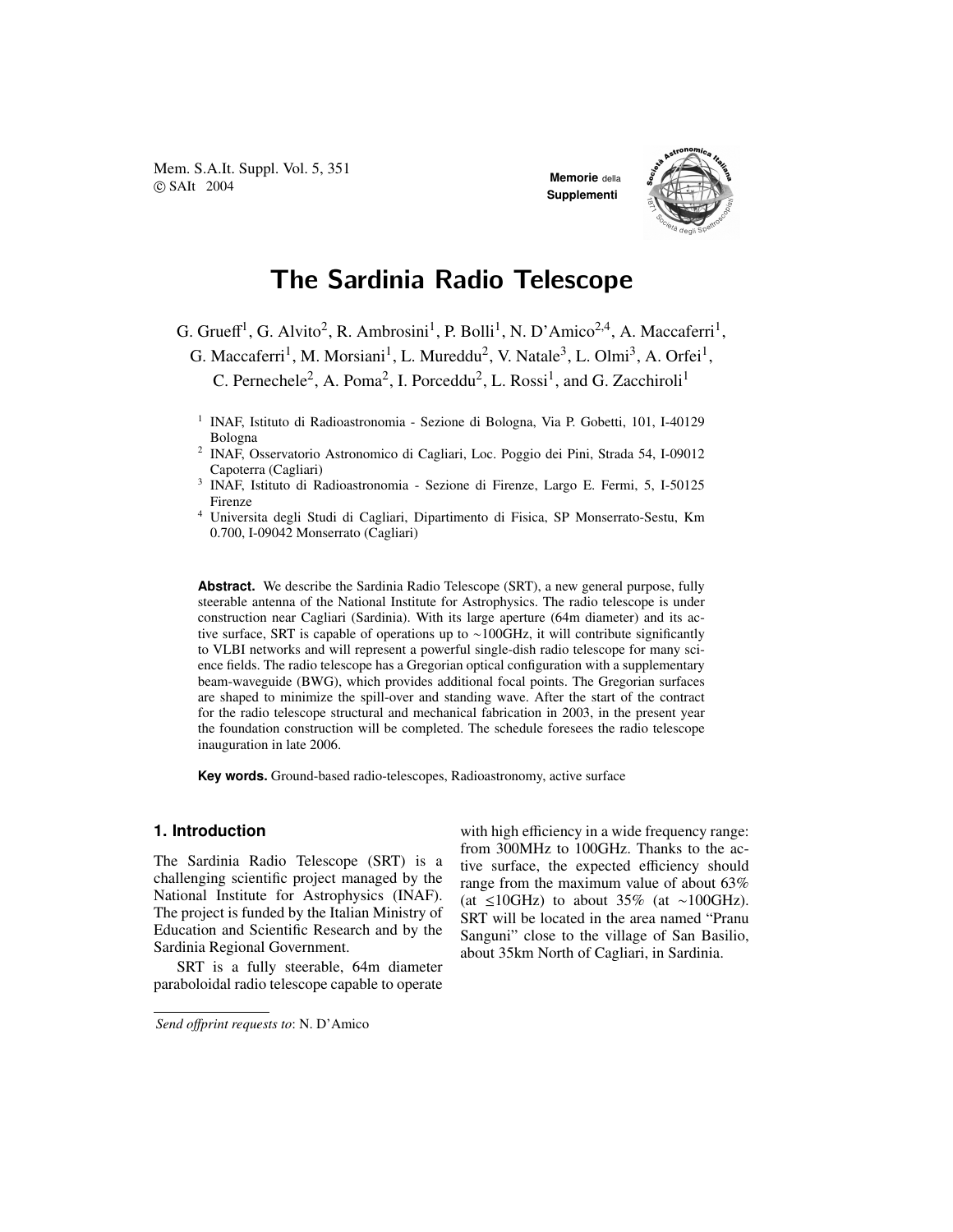# The Sardinia Radio Telescope

G. Grueff[1], G. Alvito[2], R. Ambrosini[1], P. Bolli[1], N. D'Amico[2,4], A. Maccaferri[1], G. Maccaferri[1], M. Morsiani[1], L. Mureddu[2], V. Natale[3], L. Olmi[3], A. Orfei[1], C. Pernechele[2], A. Poma[2], I. Porceddu[2], L. Rossi[1], and G. Zacchiroli[1]

[1] INAF, Istituto di Radioastronomia - Sezione di Bologna, Via P. Gobetti, 101, I-40129 Bologna

[2] INAF, Osservatorio Astronomico di Cagliari, Loc. Poggio dei Pini, Strada 54, I-09012 Capoterra (Cagliari)

[3] INAF, Istituto di Radioastronomia - Sezione di Firenze, Largo E. Fermi, 5, I-50125 Firenze

[4] Universita degli Studi di Cagliari, Dipartimento di Fisica, SP Monserrato-Sestu, Km 0.700, I-09042 Monserrato (Cagliari)

**Abstract.** We describe the Sardinia Radio Telescope (SRT), a new general purpose, fully steerable antenna of the National Institute for Astrophysics. The radio telescope is under construction near Cagliari (Sardinia). With its large aperture (64m diameter) and its active surface, SRT is capable of operations up to ~100GHz, it will contribute significantly to VLBI networks and will represent a powerful single-dish radio telescope for many science fields. The radio telescope has a Gregorian optical configuration with a supplementary beam-waveguide (BWG), which provides additional focal points. The Gregorian surfaces are shaped to minimize the spill-over and standing wave. After the start of the contract for the radio telescope structural and mechanical fabrication in 2003, in the present year the foundation construction will be completed. The schedule foresees the radio telescope inauguration in late 2006.

**Key words.** Ground-based radio-telescopes, Radioastronomy, active surface

## 1. Introduction

The Sardinia Radio Telescope (SRT) is a challenging scientific project managed by the National Institute for Astrophysics (INAF). The project is funded by the Italian Ministry of Education and Scientific Research and by the Sardinia Regional Government.

SRT is a fully steerable, 64m diameter paraboloidal radio telescope capable to operate with high efficiency in a wide frequency range: from 300MHz to 100GHz. Thanks to the active surface, the expected efficiency should range from the maximum value of about 63% (at ≤10GHz) to about 35% (at ~100GHz). SRT will be located in the area named "Pranu Sanguni" close to the village of San Basilio, about 35km North of Cagliari, in Sardinia.

*Send offprint requests to*: N. D'Amico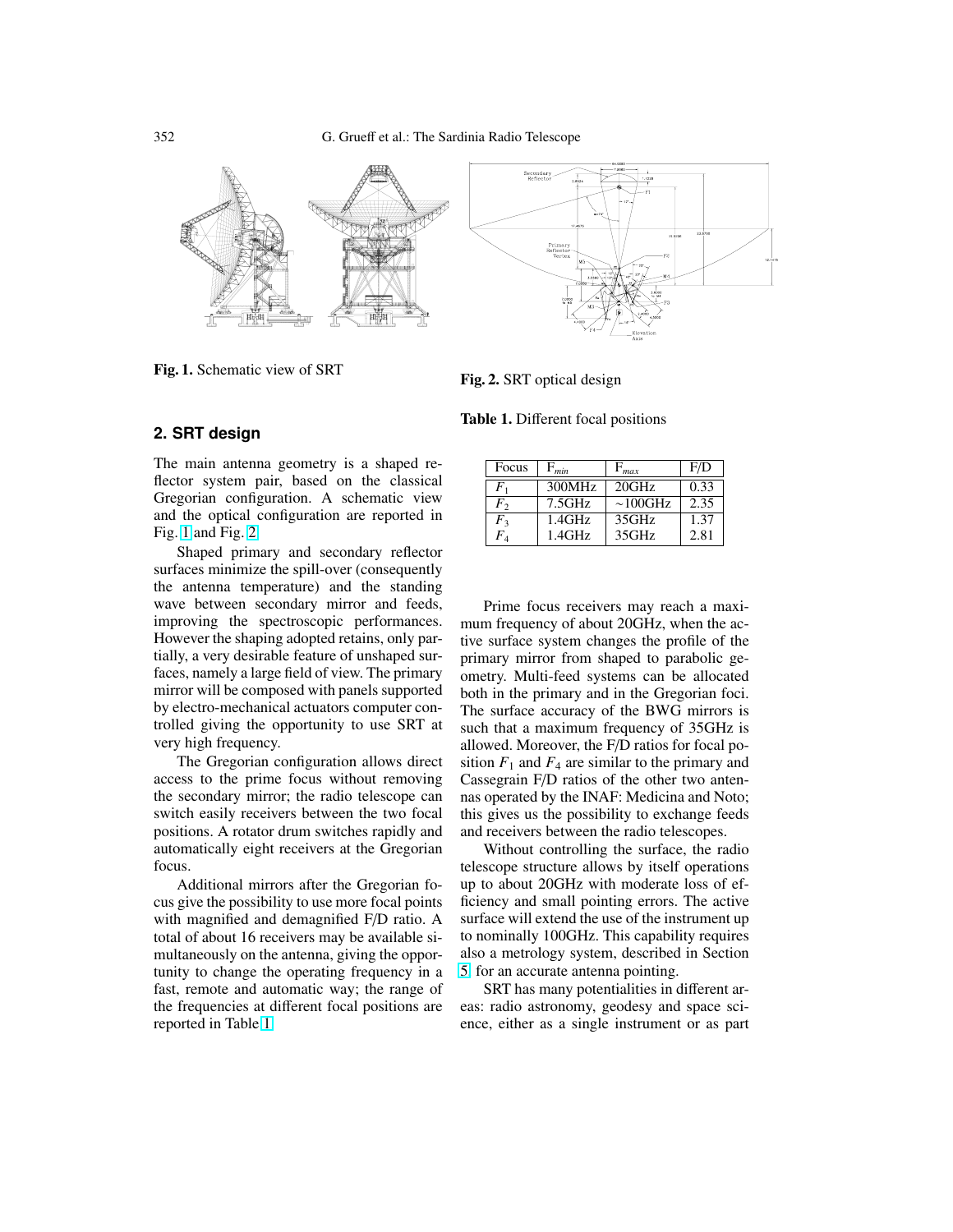Fig. 1. Schematic view of SRT

Fig. 2. SRT optical design

## 2. SRT design

The main antenna geometry is a shaped reflector system pair, based on the classical Gregorian configuration. A schematic view and the optical configuration are reported in Fig. 1 and Fig. 2.

Shaped primary and secondary reflector surfaces minimize the spill-over (consequently the antenna temperature) and the standing wave between secondary mirror and feeds, improving the spectroscopic performances. However the shaping adopted retains, only partially, a very desirable feature of unshaped surfaces, namely a large field of view. The primary mirror will be composed with panels supported by electro-mechanical actuators computer controlled giving the opportunity to use SRT at very high frequency.

The Gregorian configuration allows direct access to the prime focus without removing the secondary mirror; the radio telescope can switch easily receivers between the two focal positions. A rotator drum switches rapidly and automatically eight receivers at the Gregorian focus.

Additional mirrors after the Gregorian focus give the possibility to use more focal points with magnified and demagnified F/D ratio. A total of about 16 receivers may be available simultaneously on the antenna, giving the opportunity to change the operating frequency in a fast, remote and automatic way; the range of the frequencies at different focal positions are reported in Table 1.

**Table 1.** Different focal positions

| Focus | $F_{min}$ | $F_{max}$ | F/D |
|---|---|---|---|
| $F_1$ | 300MHz | 20GHz | 0.33 |
| $F_2$ | 7.5GHz | ~100GHz | 2.35 |
| $F_3$ | 1.4GHz | 35GHz | 1.37 |
| $F_4$ | 1.4GHz | 35GHz | 2.81 |

Prime focus receivers may reach a maximum frequency of about 20GHz, when the active surface system changes the profile of the primary mirror from shaped to parabolic geometry. Multi-feed systems can be allocated both in the primary and in the Gregorian foci. The surface accuracy of the BWG mirrors is such that a maximum frequency of 35GHz is allowed. Moreover, the F/D ratios for focal position $F_1$ and $F_4$ are similar to the primary and Cassegrain F/D ratios of the other two antennas operated by the INAF: Medicina and Noto; this gives us the possibility to exchange feeds and receivers between the radio telescopes.

Without controlling the surface, the radio telescope structure allows by itself operations up to about 20GHz with moderate loss of efficiency and small pointing errors. The active surface will extend the use of the instrument up to nominally 100GHz. This capability requires also a metrology system, described in Section 5, for an accurate antenna pointing.

SRT has many potentialities in different areas: radio astronomy, geodesy and space science, either as a single instrument or as part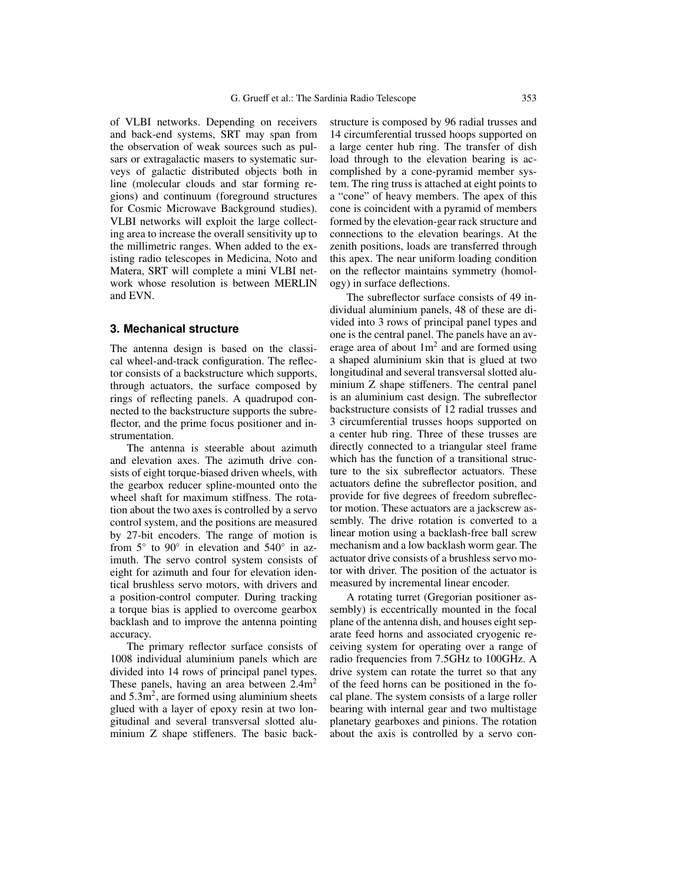of VLBI networks. Depending on receivers and back-end systems, SRT may span from the observation of weak sources such as pulsars or extragalactic masers to systematic surveys of galactic distributed objects both in line (molecular clouds and star forming regions) and continuum (foreground structures for Cosmic Microwave Background studies). VLBI networks will exploit the large collecting area to increase the overall sensitivity up to the millimetric ranges. When added to the existing radio telescopes in Medicina, Noto and Matera, SRT will complete a mini VLBI network whose resolution is between MERLIN and EVN.

## 3. Mechanical structure

The antenna design is based on the classical wheel-and-track configuration. The reflector consists of a backstructure which supports, through actuators, the surface composed by rings of reflecting panels. A quadrupod connected to the backstructure supports the subreflector, and the prime focus positioner and instrumentation.

The antenna is steerable about azimuth and elevation axes. The azimuth drive consists of eight torque-biased driven wheels, with the gearbox reducer spline-mounted onto the wheel shaft for maximum stiffness. The rotation about the two axes is controlled by a servo control system, and the positions are measured by 27-bit encoders. The range of motion is from $5^{\circ}$ to $90^{\circ}$ in elevation and $540^{\circ}$ in azimuth. The servo control system consists of eight for azimuth and four for elevation identical brushless servo motors, with drivers and a position-control computer. During tracking a torque bias is applied to overcome gearbox backlash and to improve the antenna pointing accuracy.

The primary reflector surface consists of 1008 individual aluminium panels which are divided into 14 rows of principal panel types. These panels, having an area between $2.4\text{m}^2$ and $5.3\text{m}^2$, are formed using aluminium sheets glued with a layer of epoxy resin at two longitudinal and several transversal slotted aluminium Z shape stiffeners. The basic backstructure is composed by 96 radial trusses and 14 circumferential trussed hoops supported on a large center hub ring. The transfer of dish load through to the elevation bearing is accomplished by a cone-pyramid member system. The ring truss is attached at eight points to a "cone" of heavy members. The apex of this cone is coincident with a pyramid of members formed by the elevation-gear rack structure and connections to the elevation bearings. At the zenith positions, loads are transferred through this apex. The near uniform loading condition on the reflector maintains symmetry (homology) in surface deflections.

The subreflector surface consists of 49 individual aluminium panels, 48 of these are divided into 3 rows of principal panel types and one is the central panel. The panels have an average area of about $1\text{m}^2$ and are formed using a shaped aluminium skin that is glued at two longitudinal and several transversal slotted aluminium Z shape stiffeners. The central panel is an aluminium cast design. The subreflector backstructure consists of 12 radial trusses and 3 circumferential trusses hoops supported on a center hub ring. Three of these trusses are directly connected to a triangular steel frame which has the function of a transitional structure to the six subreflector actuators. These actuators define the subreflector position, and provide for five degrees of freedom subreflector motion. These actuators are a jackscrew assembly. The drive rotation is converted to a linear motion using a backlash-free ball screw mechanism and a low backlash worm gear. The actuator drive consists of a brushless servo motor with driver. The position of the actuator is measured by incremental linear encoder.

A rotating turret (Gregorian positioner assembly) is eccentrically mounted in the focal plane of the antenna dish, and houses eight separate feed horns and associated cryogenic receiving system for operating over a range of radio frequencies from 7.5GHz to 100GHz. A drive system can rotate the turret so that any of the feed horns can be positioned in the focal plane. The system consists of a large roller bearing with internal gear and two multistage planetary gearboxes and pinions. The rotation about the axis is controlled by a servo con-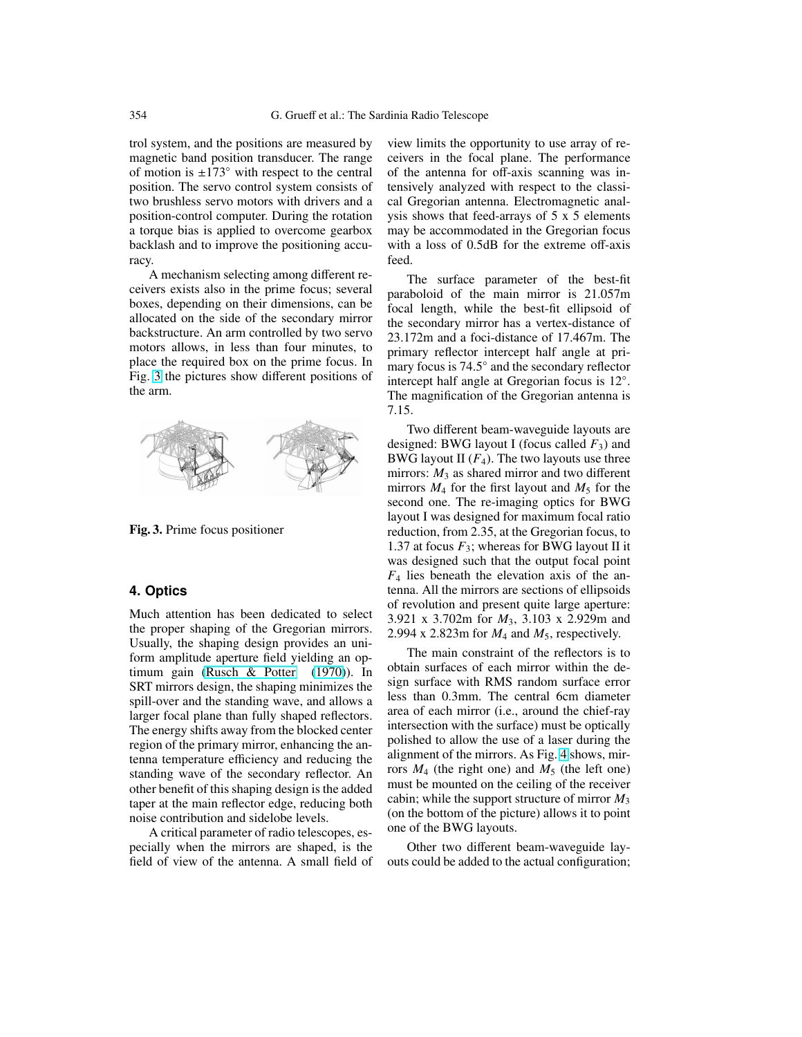trol system, and the positions are measured by magnetic band position transducer. The range of motion is ±173° with respect to the central position. The servo control system consists of two brushless servo motors with drivers and a position-control computer. During the rotation a torque bias is applied to overcome gearbox backlash and to improve the positioning accuracy.

A mechanism selecting among different receivers exists also in the prime focus; several boxes, depending on their dimensions, can be allocated on the side of the secondary mirror backstructure. An arm controlled by two servo motors allows, in less than four minutes, to place the required box on the prime focus. In Fig. 3 the pictures show different positions of the arm.

**Fig. 3.** Prime focus positioner

## 4. Optics

Much attention has been dedicated to select the proper shaping of the Gregorian mirrors. Usually, the shaping design provides an uniform amplitude aperture field yielding an optimum gain (Rusch & Potter (1970)). In SRT mirrors design, the shaping minimizes the spill-over and the standing wave, and allows a larger focal plane than fully shaped reflectors. The energy shifts away from the blocked center region of the primary mirror, enhancing the antenna temperature efficiency and reducing the standing wave of the secondary reflector. An other benefit of this shaping design is the added taper at the main reflector edge, reducing both noise contribution and sidelobe levels.

A critical parameter of radio telescopes, especially when the mirrors are shaped, is the field of view of the antenna. A small field of view limits the opportunity to use array of receivers in the focal plane. The performance of the antenna for off-axis scanning was intensively analyzed with respect to the classical Gregorian antenna. Electromagnetic analysis shows that feed-arrays of 5 x 5 elements may be accommodated in the Gregorian focus with a loss of 0.5dB for the extreme off-axis feed.

The surface parameter of the best-fit paraboloid of the main mirror is 21.057m focal length, while the best-fit ellipsoid of the secondary mirror has a vertex-distance of 23.172m and a foci-distance of 17.467m. The primary reflector intercept half angle at primary focus is 74.5° and the secondary reflector intercept half angle at Gregorian focus is 12°. The magnification of the Gregorian antenna is 7.15.

Two different beam-waveguide layouts are designed: BWG layout I (focus called $F_3$) and BWG layout II ($F_4$). The two layouts use three mirrors: $M_3$ as shared mirror and two different mirrors $M_4$ for the first layout and $M_5$ for the second one. The re-imaging optics for BWG layout I was designed for maximum focal ratio reduction, from 2.35, at the Gregorian focus, to 1.37 at focus $F_3$; whereas for BWG layout II it was designed such that the output focal point $F_4$ lies beneath the elevation axis of the antenna. All the mirrors are sections of ellipsoids of revolution and present quite large aperture: 3.921 x 3.702m for $M_3$, 3.103 x 2.929m and 2.994 x 2.823m for $M_4$ and $M_5$, respectively.

The main constraint of the reflectors is to obtain surfaces of each mirror within the design surface with RMS random surface error less than 0.3mm. The central 6cm diameter area of each mirror (i.e., around the chief-ray intersection with the surface) must be optically polished to allow the use of a laser during the alignment of the mirrors. As Fig. 4 shows, mirrors $M_4$ (the right one) and $M_5$ (the left one) must be mounted on the ceiling of the receiver cabin; while the support structure of mirror $M_3$ (on the bottom of the picture) allows it to point one of the BWG layouts.

Other two different beam-waveguide layouts could be added to the actual configuration;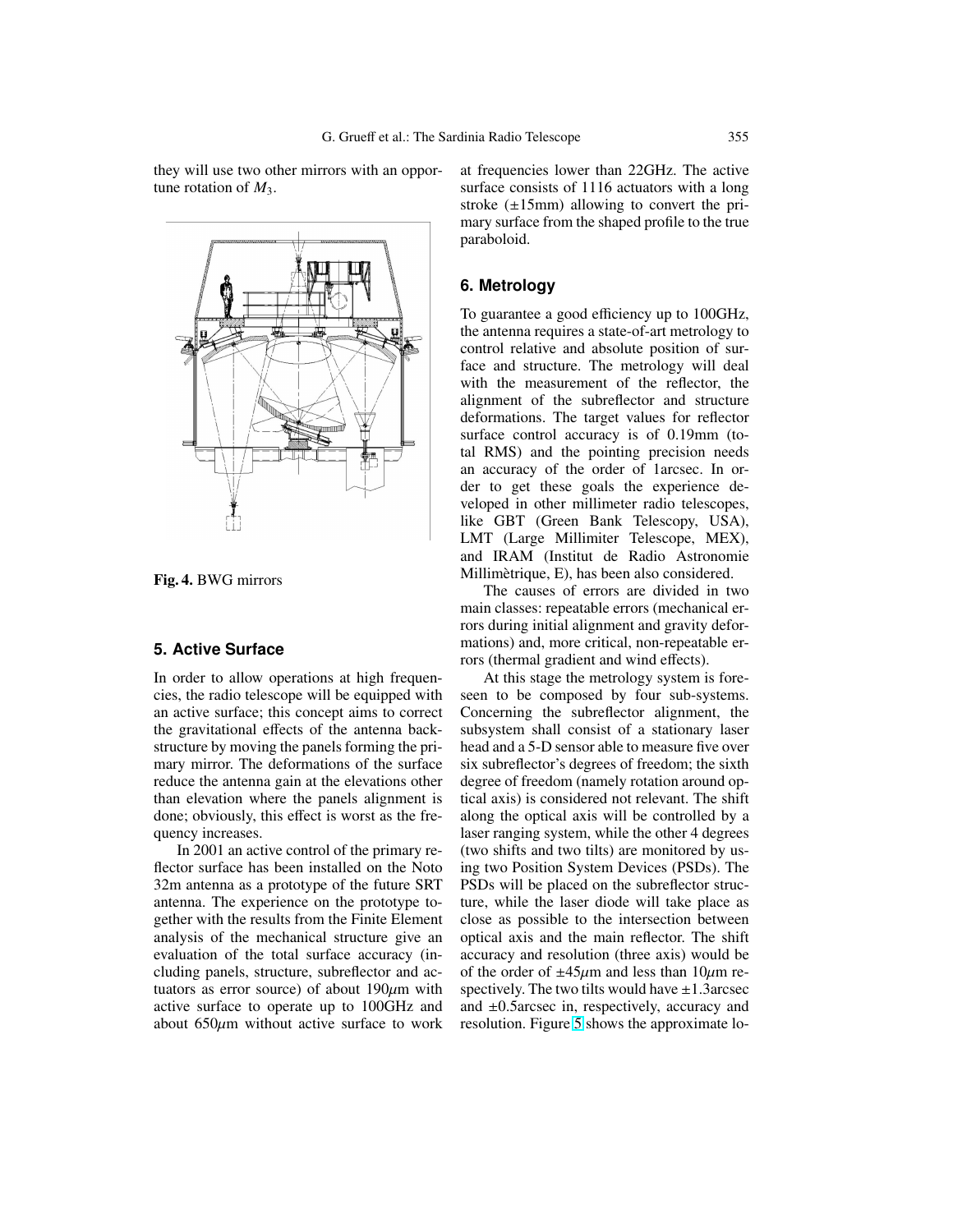they will use two other mirrors with an opportune rotation of $M_3$.

**Fig. 4.** BWG mirrors

## 5. Active Surface

In order to allow operations at high frequencies, the radio telescope will be equipped with an active surface; this concept aims to correct the gravitational effects of the antenna backstructure by moving the panels forming the primary mirror. The deformations of the surface reduce the antenna gain at the elevations other than elevation where the panels alignment is done; obviously, this effect is worst as the frequency increases.

In 2001 an active control of the primary reflector surface has been installed on the Noto 32m antenna as a prototype of the future SRT antenna. The experience on the prototype together with the results from the Finite Element analysis of the mechanical structure give an evaluation of the total surface accuracy (including panels, structure, subreflector and actuators as error source) of about 190$\mu$m with active surface to operate up to 100GHz and about 650$\mu$m without active surface to work at frequencies lower than 22GHz. The active surface consists of 1116 actuators with a long stroke (±15mm) allowing to convert the primary surface from the shaped profile to the true paraboloid.

## 6. Metrology

To guarantee a good efficiency up to 100GHz, the antenna requires a state-of-art metrology to control relative and absolute position of surface and structure. The metrology will deal with the measurement of the reflector, the alignment of the subreflector and structure deformations. The target values for reflector surface control accuracy is of 0.19mm (total RMS) and the pointing precision needs an accuracy of the order of 1arcsec. In order to get these goals the experience developed in other millimeter radio telescopes, like GBT (Green Bank Telescopy, USA), LMT (Large Millimiter Telescope, MEX), and IRAM (Institut de Radio Astronomie Millimètrique, E), has been also considered.

The causes of errors are divided in two main classes: repeatable errors (mechanical errors during initial alignment and gravity deformations) and, more critical, non-repeatable errors (thermal gradient and wind effects).

At this stage the metrology system is foreseen to be composed by four sub-systems. Concerning the subreflector alignment, the subsystem shall consist of a stationary laser head and a 5-D sensor able to measure five over six subreflector's degrees of freedom; the sixth degree of freedom (namely rotation around optical axis) is considered not relevant. The shift along the optical axis will be controlled by a laser ranging system, while the other 4 degrees (two shifts and two tilts) are monitored by using two Position System Devices (PSDs). The PSDs will be placed on the subreflector structure, while the laser diode will take place as close as possible to the intersection between optical axis and the main reflector. The shift accuracy and resolution (three axis) would be of the order of ±45$\mu$m and less than 10$\mu$m respectively. The two tilts would have ±1.3arcsec and ±0.5arcsec in, respectively, accuracy and resolution. Figure 5 shows the approximate lo-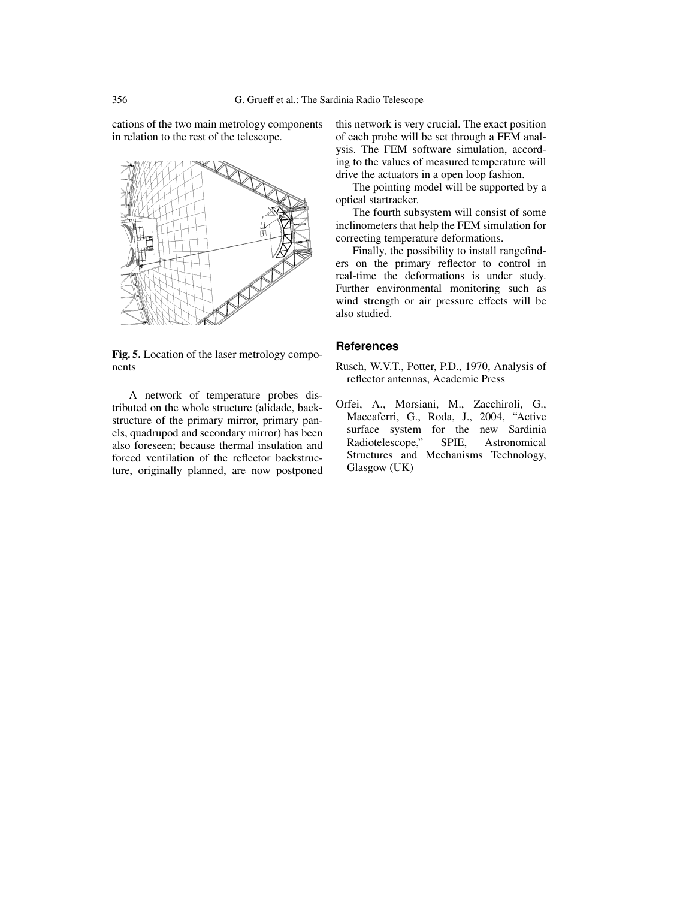cations of the two main metrology components in relation to the rest of the telescope.

**Fig. 5.** Location of the laser metrology components

A network of temperature probes distributed on the whole structure (alidade, backstructure of the primary mirror, primary panels, quadrupod and secondary mirror) has been also foreseen; because thermal insulation and forced ventilation of the reflector backstructure, originally planned, are now postponed this network is very crucial. The exact position of each probe will be set through a FEM analysis. The FEM software simulation, according to the values of measured temperature will drive the actuators in a open loop fashion.

The pointing model will be supported by a optical startracker.

The fourth subsystem will consist of some inclinometers that help the FEM simulation for correcting temperature deformations.

Finally, the possibility to install rangefinders on the primary reflector to control in real-time the deformations is under study. Further environmental monitoring such as wind strength or air pressure effects will be also studied.

## References

Rusch, W.V.T., Potter, P.D., 1970, Analysis of reflector antennas, Academic Press

Orfei, A., Morsiani, M., Zacchiroli, G., Maccaferri, G., Roda, J., 2004, "Active surface system for the new Sardinia Radiotelescope," SPIE, Astronomical Structures and Mechanisms Technology, Glasgow (UK)